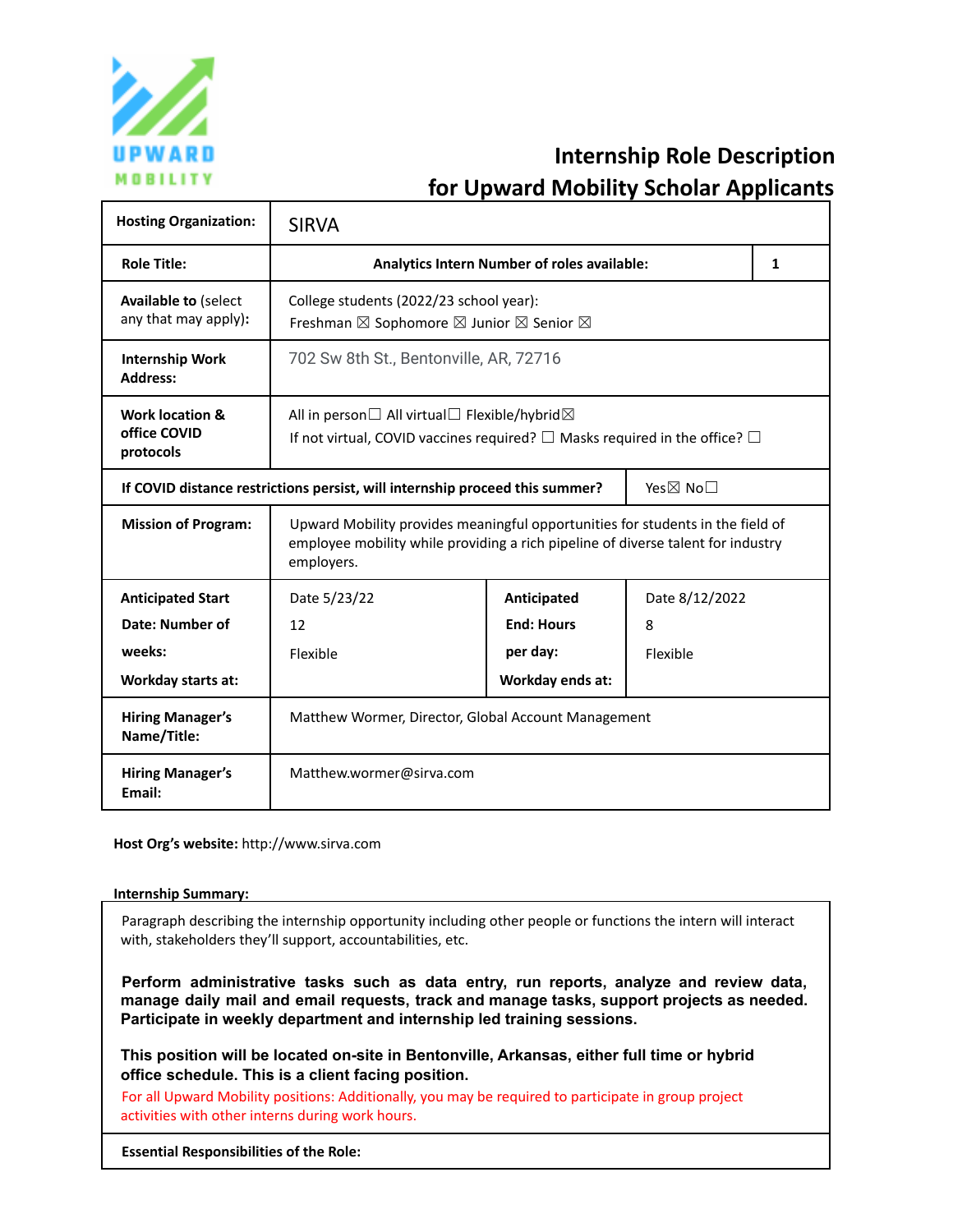UPWARD MOBILITY

# Internship Role Description for Upward Mobility Scholar Applicants

| | | | |
|---|---|---|---|
| **Hosting Organization:** | SIRVA | | |
| **Role Title:** | **Analytics Intern Number of roles available:** | | **1** |
| **Available to** (select any that may apply): | College students (2022/23 school year): Freshman ☒ Sophomore ☒ Junior ☒ Senior ☒ | | |
| **Internship Work Address:** | 702 Sw 8th St., Bentonville, AR, 72716 | | |
| **Work location & office COVID protocols** | All in person☐ All virtual☐ Flexible/hybrid☒ If not virtual, COVID vaccines required? ☐ Masks required in the office? ☐ | | |
| **If COVID distance restrictions persist, will internship proceed this summer?** | | Yes☒ No☐ | |
| **Mission of Program:** | Upward Mobility provides meaningful opportunities for students in the field of employee mobility while providing a rich pipeline of diverse talent for industry employers. | | |
| **Anticipated Start Date: Number of weeks: Workday starts at:** | Date 5/23/22 12 Flexible | **Anticipated End: Hours per day: Workday ends at:** | Date 8/12/2022 8 Flexible |
| **Hiring Manager's Name/Title:** | Matthew Wormer, Director, Global Account Management | | |
| **Hiring Manager's Email:** | Matthew.wormer@sirva.com | | |

**Host Org's website:** http://www.sirva.com

**Internship Summary:**

Paragraph describing the internship opportunity including other people or functions the intern will interact with, stakeholders they'll support, accountabilities, etc.

**Perform administrative tasks such as data entry, run reports, analyze and review data, manage daily mail and email requests, track and manage tasks, support projects as needed. Participate in weekly department and internship led training sessions.**

**This position will be located on-site in Bentonville, Arkansas, either full time or hybrid office schedule. This is a client facing position.**

For all Upward Mobility positions: Additionally, you may be required to participate in group project activities with other interns during work hours.

**Essential Responsibilities of the Role:**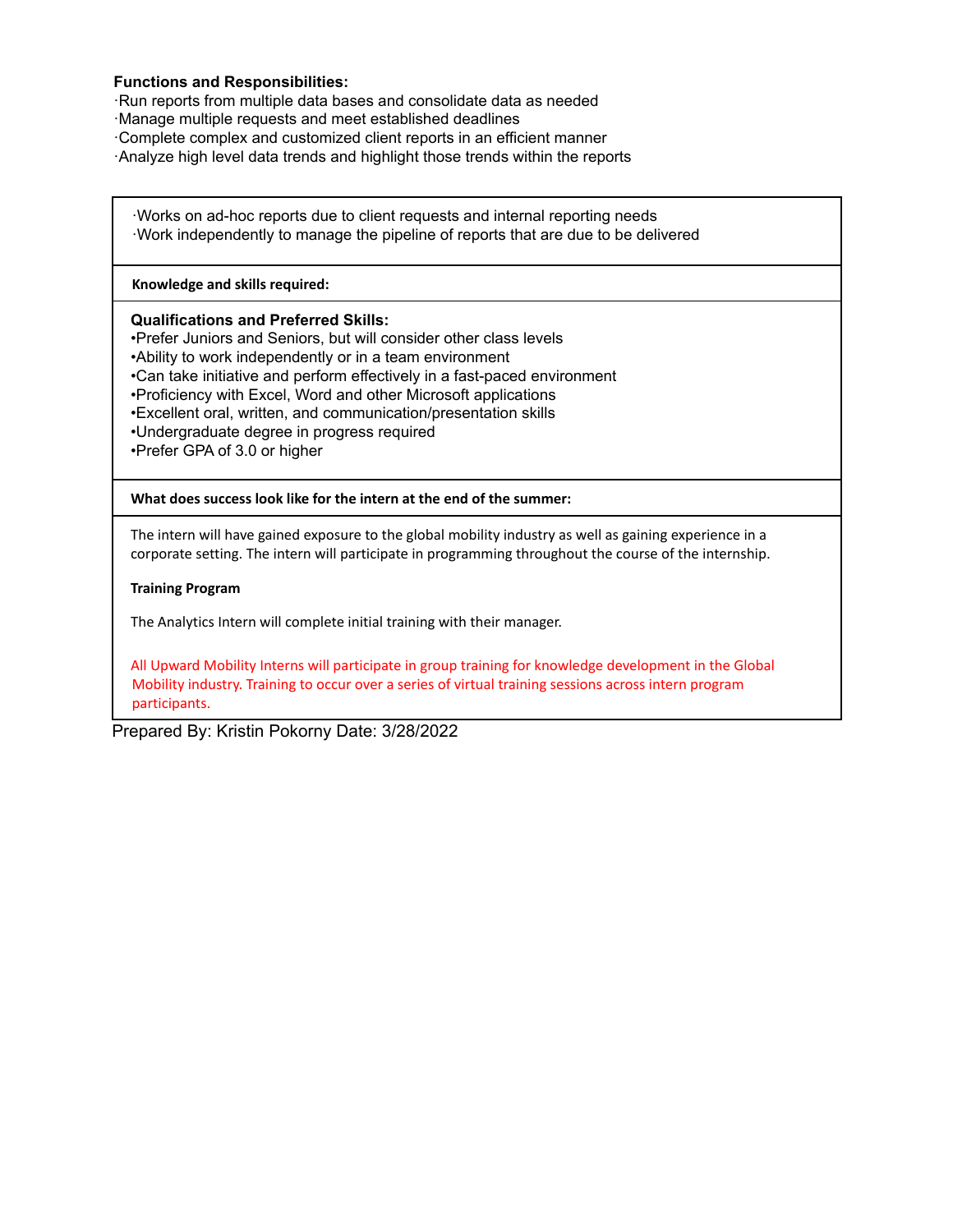**Functions and Responsibilities:**

·Run reports from multiple data bases and consolidate data as needed
·Manage multiple requests and meet established deadlines
·Complete complex and customized client reports in an efficient manner
·Analyze high level data trends and highlight those trends within the reports

·Works on ad-hoc reports due to client requests and internal reporting needs
·Work independently to manage the pipeline of reports that are due to be delivered

**Knowledge and skills required:**

**Qualifications and Preferred Skills:**

- Prefer Juniors and Seniors, but will consider other class levels
- Ability to work independently or in a team environment
- Can take initiative and perform effectively in a fast-paced environment
- Proficiency with Excel, Word and other Microsoft applications
- Excellent oral, written, and communication/presentation skills
- Undergraduate degree in progress required
- Prefer GPA of 3.0 or higher

**What does success look like for the intern at the end of the summer:**

The intern will have gained exposure to the global mobility industry as well as gaining experience in a corporate setting. The intern will participate in programming throughout the course of the internship.

**Training Program**

The Analytics Intern will complete initial training with their manager.

All Upward Mobility Interns will participate in group training for knowledge development in the Global Mobility industry. Training to occur over a series of virtual training sessions across intern program participants.

Prepared By: Kristin Pokorny Date: 3/28/2022